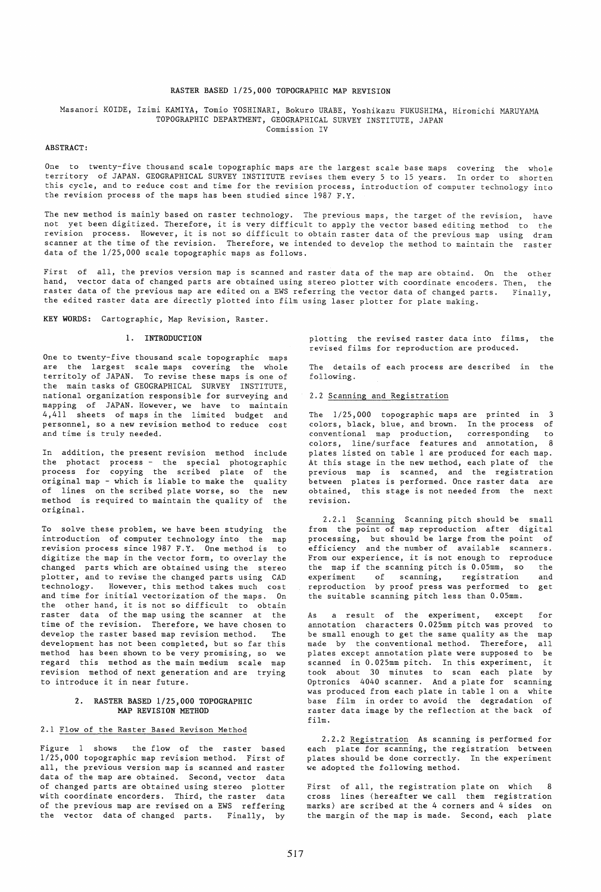# RASTER BASED 1/25,000 TOPOGRAPHIC MAP REVISION

Masanori KOIDE, Izimi KAMIYA, Tomio YOSHINARI, Bokuro URABE, Yoshikazu FUKUSHIMA, Hiromichi MARUYAMA
TOPOGRAPHIC DEPARTMENT, GEOGRAPHICAL SURVEY INSTITUTE, JAPAN
Commission IV

ABSTRACT:

One to twenty-five thousand scale topographic maps are the largest scale base maps covering the whole territory of JAPAN. GEOGRAPHICAL SURVEY INSTITUTE revises them every 5 to 15 years. In order to shorten this cycle, and to reduce cost and time for the revision process, introduction of computer technology into the revision process of the maps has been studied since 1987 F.Y.

The new method is mainly based on raster technology. The previous maps, the target of the revision, have not yet been digitized. Therefore, it is very difficult to apply the vector based editing method to the revision process. However, it is not so difficult to obtain raster data of the previous map using dram scanner at the time of the revision. Therefore, we intended to develop the method to maintain the raster data of the 1/25,000 scale topographic maps as follows.

First of all, the previos version map is scanned and raster data of the map are obtaind. On the other hand, vector data of changed parts are obtained using stereo plotter with coordinate encoders. Then, the raster data of the previous map are edited on a EWS referring the vector data of changed parts. Finally, the edited raster data are directly plotted into film using laser plotter for plate making.

KEY WORDS: Cartographic, Map Revision, Raster.

## 1. INTRODUCTION

One to twenty-five thousand scale topographic maps are the largest scale maps covering the whole territoly of JAPAN. To revise these maps is one of the main tasks of GEOGRAPHICAL SURVEY INSTITUTE, national organization responsible for surveying and mapping of JAPAN. However, we have to maintain 4,411 sheets of maps in the limited budget and personnel, so a new revision method to reduce cost and time is truly needed.

In addition, the present revision method include the photact process - the special photographic process for copying the scribed plate of the original map - which is liable to make the quality of lines on the scribed plate worse, so the new method is required to maintain the quality of the original.

To solve these problem, we have been studying the introduction of computer technology into the map revision process since 1987 F.Y. One method is to digitize the map in the vector form, to overlay the changed parts which are obtained using the stereo plotter, and to revise the changed parts using CAD technology. However, this method takes much cost and time for initial vectorization of the maps. On the other hand, it is not so difficult to obtain raster data of the map using the scanner at the time of the revision. Therefore, we have chosen to develop the raster based map revision method. The development has not been completed, but so far this method has been shown to be very promising, so we regard this method as the main medium scale map revision method of next generation and are trying to introduce it in near future.

## 2. RASTER BASED 1/25,000 TOPOGRAPHIC MAP REVISION METHOD

### 2.1 Flow of the Raster Based Revison Method

Figure 1 shows the flow of the raster based 1/25,000 topographic map revision method. First of all, the previous version map is scanned and raster data of the map are obtained. Second, vector data of changed parts are obtained using stereo plotter with coordinate encorders. Third, the raster data of the previous map are revised on a EWS reffering the vector data of changed parts. Finally, by plotting the revised raster data into films, the revised films for reproduction are produced.

The details of each process are described in the following.

### 2.2 Scanning and Registration

The 1/25,000 topographic maps are printed in 3 colors, black, blue, and brown. In the process of conventional map production, corresponding to colors, line/surface features and annotation, 8 plates listed on table 1 are produced for each map. At this stage in the new method, each plate of the previous map is scanned, and the registration between plates is performed. Once raster data are obtained, this stage is not needed from the next revision.

2.2.1 Scanning Scanning pitch should be small from the point of map reproduction after digital processing, but should be large from the point of efficiency and the number of available scanners. From our experience, it is not enough to reproduce the map if the scanning pitch is 0.05mm, so the experiment of scanning, registration and reproduction by proof press was performed to get the suitable scanning pitch less than 0.05mm.

As a result of the experiment, except for annotation characters 0.025mm pitch was proved to be small enough to get the same quality as the map made by the conventional method. Therefore, all plates except annotation plate were supposed to be scanned in 0.025mm pitch. In this experiment, it took about 30 minutes to scan each plate by Optronics 4040 scanner. And a plate for scanning was produced from each plate in table 1 on a white base film in order to avoid the degradation of raster data image by the reflection at the back of film.

2.2.2 Registration As scanning is performed for each plate for scanning, the registration between plates should be done correctly. In the experiment we adopted the following method.

First of all, the registration plate on which 8 cross lines (hereafter we call them registration marks) are scribed at the 4 corners and 4 sides on the margin of the map is made. Second, each plate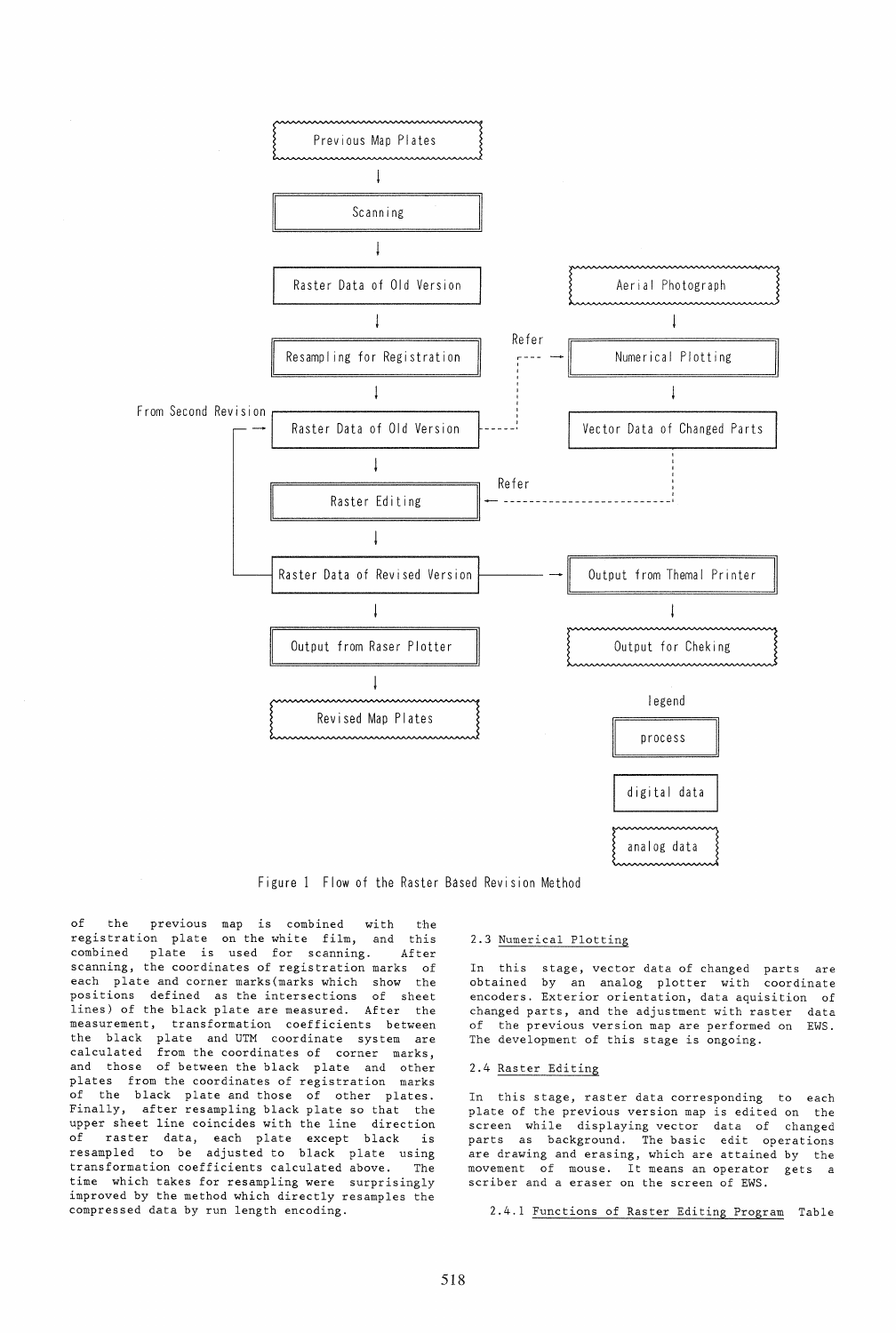Figure 1 Flow of the Raster Based Revision Method

of the previous map is combined with the registration plate on the white film, and this combined plate is used for scanning. After scanning, the coordinates of registration marks of each plate and corner marks(marks which show the positions defined as the intersections of sheet lines) of the black plate are measured. After the measurement, transformation coefficients between the black plate and UTM coordinate system are calculated from the coordinates of corner marks, and those of between the black plate and other plates from the coordinates of registration marks of the black plate and those of other plates. Finally, after resampling black plate so that the upper sheet line coincides with the line direction of raster data, each plate except black is resampled to be adjusted to black plate using transformation coefficients calculated above. The time which takes for resampling were surprisingly improved by the method which directly resamples the compressed data by run length encoding.

### 2.3 Numerical Plotting

In this stage, vector data of changed parts are obtained by an analog plotter with coordinate encoders. Exterior orientation, data aquisition of changed parts, and the adjustment with raster data of the previous version map are performed on EWS. The development of this stage is ongoing.

### 2.4 Raster Editing

In this stage, raster data corresponding to each plate of the previous version map is edited on the screen while displaying vector data of changed parts as background. The basic edit operations are drawing and erasing, which are attained by the movement of mouse. It means an operator gets a scriber and a eraser on the screen of EWS.

#### 2.4.1 Functions of Raster Editing Program

Table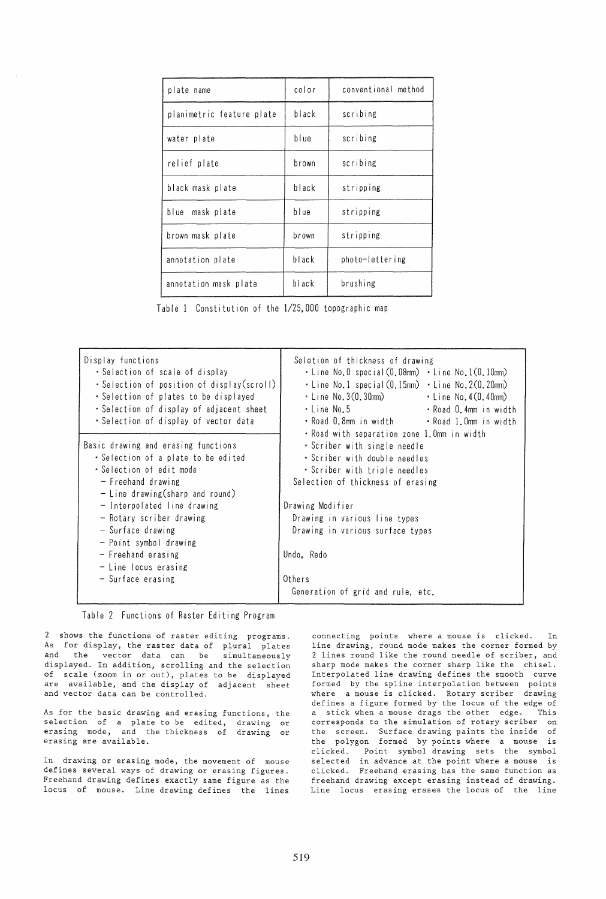| plate name | color | conventional method |
|---|---|---|
| planimetric feature plate | black | scribing |
| water plate | blue | scribing |
| relief plate | brown | scribing |
| black mask plate | black | stripping |
| blue mask plate | blue | stripping |
| brown mask plate | brown | stripping |
| annotation plate | black | photo-lettering |
| annotation mask plate | black | brushing |

Table 1 Constitution of the 1/25,000 topographic map

| | |
|---|---|
| Display functions<br>・Selection of scale of display<br>・Selection of position of display(scroll)<br>・Selection of plates to be displayed<br>・Selection of display of adjacent sheet<br>・Selection of display of vector data | Seletion of thickness of drawing<br>・Line No.0 special(0.08mm) ・Line No.1(0.10mm)<br>・Line No.1 special(0.15mm) ・Line No.2(0.20mm)<br>・Line No.3(0.30mm) ・Line No.4(0.40mm)<br>・Line No.5 ・Road 0.4mm in width<br>・Road 0.8mm in width ・Road 1.0mm in width<br>・Road with separation zone 1.0mm in width<br>・Scriber with single needle<br>・Scriber with double needles<br>・Scriber with triple needles<br>Selection of thickness of erasing |
| Basic drawing and erasing functions<br>・Selection of a plate to be edited<br>・Selection of edit mode<br>- Freehand drawing<br>- Line drawing(sharp and round)<br>- Interpolated line drawing<br>- Rotary scriber drawing<br>- Surface drawing<br>- Point symbol drawing<br>- Freehand erasing<br>- Line locus erasing<br>- Surface erasing | Drawing Modifier<br>Drawing in various line types<br>Drawing in various surface types<br><br>Undo, Redo<br><br>Others<br>Generation of grid and rule, etc. |

Table 2 Functions of Raster Editing Program

2 shows the functions of raster editing programs. As for display, the raster data of plural plates and the vector data can be simultaneously displayed. In addition, scrolling and the selection of scale (zoom in or out), plates to be displayed are available, and the display of adjacent sheet and vector data can be controlled.

As for the basic drawing and erasing functions, the selection of a plate to be edited, drawing or erasing mode, and the thickness of drawing or erasing are available.

In drawing or erasing mode, the movement of mouse defines several ways of drawing or erasing figures. Freehand drawing defines exactly same figure as the locus of mouse. Line drawing defines the lines connecting points where a mouse is clicked. In line drawing, round mode makes the corner formed by 2 lines round like the round needle of scriber, and sharp mode makes the corner sharp like the chisel. Interpolated line drawing defines the smooth curve formed by the spline interpolation between points where a mouse is clicked. Rotary scriber drawing defines a figure formed by the locus of the edge of a stick when a mouse drags the other edge. This corresponds to the simulation of rotary scriber on the screen. Surface drawing paints the inside of the polygon formed by points where a mouse is clicked. Point symbol drawing sets the symbol selected in advance at the point where a mouse is clicked. Freehand erasing has the same function as freehand drawing except erasing instead of drawing. Line locus erasing erases the locus of the line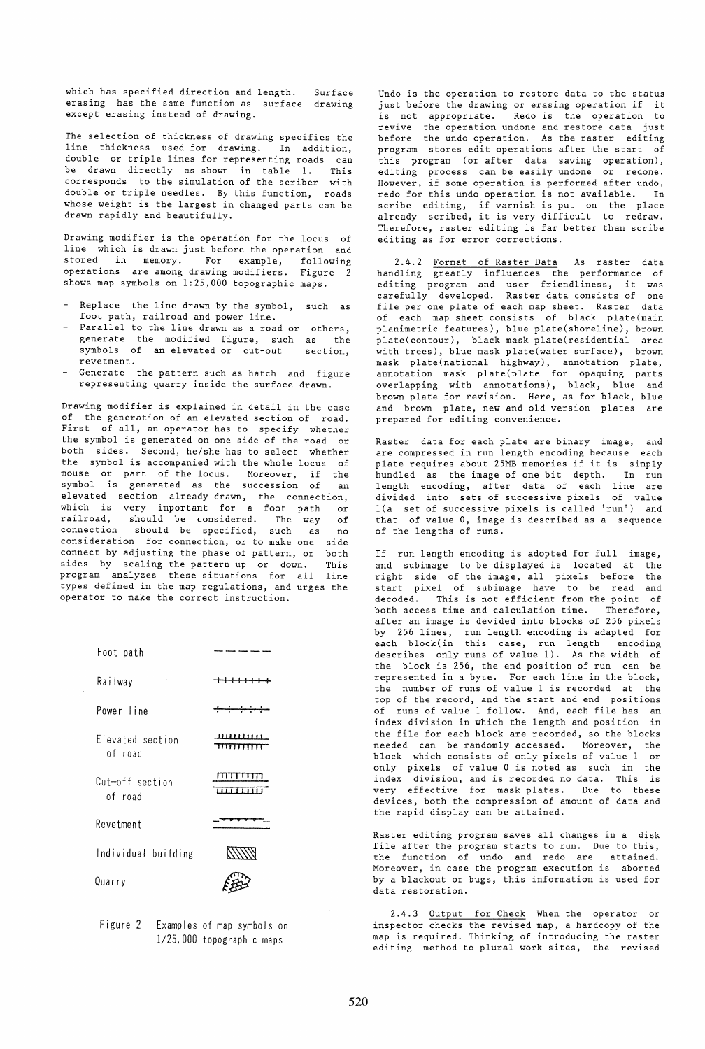which has specified direction and length. Surface erasing has the same function as surface drawing except erasing instead of drawing.

The selection of thickness of drawing specifies the line thickness used for drawing. In addition, double or triple lines for representing roads can be drawn directly as shown in table 1. This corresponds to the simulation of the scriber with double or triple needles. By this function, roads whose weight is the largest in changed parts can be drawn rapidly and beautifully.

Drawing modifier is the operation for the locus of line which is drawn just before the operation and stored in memory. For example, following operations are among drawing modifiers. Figure 2 shows map symbols on 1:25,000 topographic maps.

- Replace the line drawn by the symbol, such as foot path, railroad and power line.
- Parallel to the line drawn as a road or others, generate the modified figure, such as the symbols of an elevated or cut-out section, revetment.
- Generate the pattern such as hatch and figure representing quarry inside the surface drawn.

Drawing modifier is explained in detail in the case of the generation of an elevated section of road. First of all, an operator has to specify whether the symbol is generated on one side of the road or both sides. Second, he/she has to select whether the symbol is accompanied with the whole locus of mouse or part of the locus. Moreover, if the symbol is generated as the succession of an elevated section already drawn, the connection, which is very important for a foot path or railroad, should be considered. The way of connection should be specified, such as no consideration for connection, or to make one side connect by adjusting the phase of pattern, or both sides by scaling the pattern up or down. This program analyzes these situations for all line types defined in the map regulations, and urges the operator to make the correct instruction.

Foot path

Railway

Power line

Elevated section of road

Cut-off section of road

Revetment

Individual building

Quarry

Figure 2 Examples of map symbols on 1/25,000 topographic maps

Undo is the operation to restore data to the status just before the drawing or erasing operation if it is not appropriate. Redo is the operation to revive the operation undone and restore data just before the undo operation. As the raster editing program stores edit operations after the start of this program (or after data saving operation), editing process can be easily undone or redone. However, if some operation is performed after undo, redo for this undo operation is not available. In scribe editing, if varnish is put on the place already scribed, it is very difficult to redraw. Therefore, raster editing is far better than scribe editing as for error corrections.

2.4.2 Format of Raster Data As raster data handling greatly influences the performance of editing program and user friendliness, it was carefully developed. Raster data consists of one file per one plate of each map sheet. Raster data of each map sheet consists of black plate(main planimetric features), blue plate(shoreline), brown plate(contour), black mask plate(residential area with trees), blue mask plate(water surface), brown mask plate(national highway), annotation plate, annotation mask plate(plate for opaquing parts overlapping with annotations), black, blue and brown plate for revision. Here, as for black, blue and brown plate, new and old version plates are prepared for editing convenience.

Raster data for each plate are binary image, and are compressed in run length encoding because each plate requires about 25MB memories if it is simply hundled as the image of one bit depth. In run length encoding, after data of each line are divided into sets of successive pixels of value 1(a set of successive pixels is called 'run') and that of value 0, image is described as a sequence of the lengths of runs.

If run length encoding is adopted for full image, and subimage to be displayed is located at the right side of the image, all pixels before the start pixel of subimage have to be read and decoded. This is not efficient from the point of both access time and calculation time. Therefore, after an image is devided into blocks of 256 pixels by 256 lines, run length encoding is adapted for each block(in this case, run length encoding describes only runs of value 1). As the width of the block is 256, the end position of run can be represented in a byte. For each line in the block, the number of runs of value 1 is recorded at the top of the record, and the start and end positions of runs of value 1 follow. And, each file has an index division in which the length and position in the file for each block are recorded, so the blocks needed can be randomly accessed. Moreover, the block which consists of only pixels of value 1 or only pixels of value 0 is noted as such in the index division, and is recorded no data. This is very effective for mask plates. Due to these devices, both the compression of amount of data and the rapid display can be attained.

Raster editing program saves all changes in a disk file after the program starts to run. Due to this, the function of undo and redo are attained. Moreover, in case the program execution is aborted by a blackout or bugs, this information is used for data restoration.

2.4.3 Output for Check When the operator or inspector checks the revised map, a hardcopy of the map is required. Thinking of introducing the raster editing method to plural work sites, the revised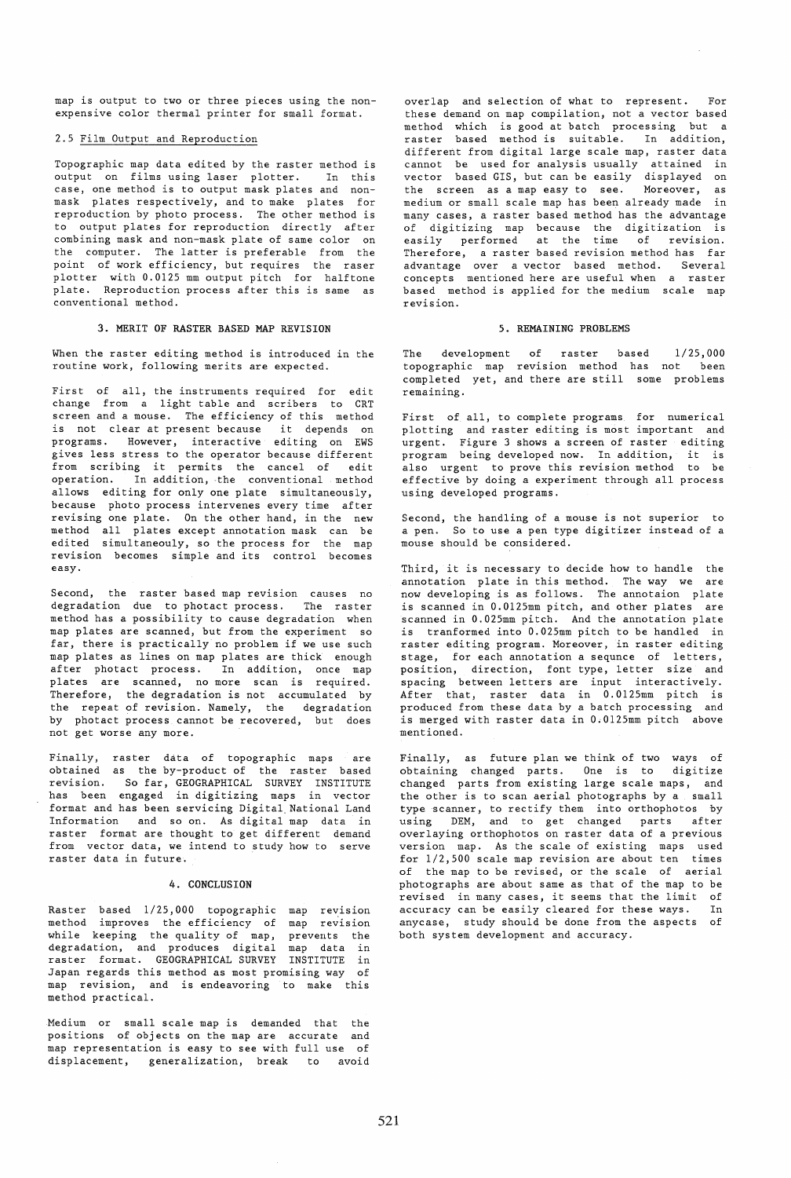map is output to two or three pieces using the non-expensive color thermal printer for small format.

### 2.5 Film Output and Reproduction

Topographic map data edited by the raster method is output on films using laser plotter. In this case, one method is to output mask plates and non-mask plates respectively, and to make plates for reproduction by photo process. The other method is to output plates for reproduction directly after combining mask and non-mask plate of same color on the computer. The latter is preferable from the point of work efficiency, but requires the raser plotter with 0.0125 mm output pitch for halftone plate. Reproduction process after this is same as conventional method.

## 3. MERIT OF RASTER BASED MAP REVISION

When the raster editing method is introduced in the routine work, following merits are expected.

First of all, the instruments required for edit change from a light table and scribers to CRT screen and a mouse. The efficiency of this method is not clear at present because it depends on programs. However, interactive editing on EWS gives less stress to the operator because different from scribing it permits the cancel of edit operation. In addition, the conventional method allows editing for only one plate simultaneously, because photo process intervenes every time after revising one plate. On the other hand, in the new method all plates except annotation mask can be edited simultaneouly, so the process for the map revision becomes simple and its control becomes easy.

Second, the raster based map revision causes no degradation due to photact process. The raster method has a possibility to cause degradation when map plates are scanned, but from the experiment so far, there is practically no problem if we use such map plates as lines on map plates are thick enough after photact process. In addition, once map plates are scanned, no more scan is required. Therefore, the degradation is not accumulated by the repeat of revision. Namely, the degradation by photact process cannot be recovered, but does not get worse any more.

Finally, raster data of topographic maps are obtained as the by-product of the raster based revision. So far, GEOGRAPHICAL SURVEY INSTITUTE has been engaged in digitizing maps in vector format and has been servicing Digital National Land Information and so on. As digital map data in raster format are thought to get different demand from vector data, we intend to study how to serve raster data in future.

## 4. CONCLUSION

Raster based 1/25,000 topographic map revision method improves the efficiency of map revision while keeping the quality of map, prevents the degradation, and produces digital map data in raster format. GEOGRAPHICAL SURVEY INSTITUTE in Japan regards this method as most promising way of map revision, and is endeavoring to make this method practical.

Medium or small scale map is demanded that the positions of objects on the map are accurate and map representation is easy to see with full use of displacement, generalization, break to avoid overlap and selection of what to represent. For these demand on map compilation, not a vector based method which is good at batch processing but a raster based method is suitable. In addition, different from digital large scale map, raster data cannot be used for analysis usually attained in vector based GIS, but can be easily displayed on the screen as a map easy to see. Moreover, as medium or small scale map has been already made in many cases, a raster based method has the advantage of digitizing map because the digitization is easily performed at the time of revision. Therefore, a raster based revision method has far advantage over a vector based method. Several concepts mentioned here are useful when a raster based method is applied for the medium scale map revision.

## 5. REMAINING PROBLEMS

The development of raster based 1/25,000 topographic map revision method has not been completed yet, and there are still some problems remaining.

First of all, to complete programs for numerical plotting and raster editing is most important and urgent. Figure 3 shows a screen of raster editing program being developed now. In addition, it is also urgent to prove this revision method to be effective by doing a experiment through all process using developed programs.

Second, the handling of a mouse is not superior to a pen. So to use a pen type digitizer instead of a mouse should be considered.

Third, it is necessary to decide how to handle the annotation plate in this method. The way we are now developing is as follows. The annotaion plate is scanned in 0.0125mm pitch, and other plates are scanned in 0.025mm pitch. And the annotation plate is tranformed into 0.025mm pitch to be handled in raster editing program. Moreover, in raster editing stage, for each annotation a sequnce of letters, position, direction, font type, letter size and spacing between letters are input interactively. After that, raster data in 0.0125mm pitch is produced from these data by a batch processing and is merged with raster data in 0.0125mm pitch above mentioned.

Finally, as future plan we think of two ways of obtaining changed parts. One is to digitize changed parts from existing large scale maps, and the other is to scan aerial photographs by a small type scanner, to rectify them into orthophotos by using DEM, and to get changed parts after overlaying orthophotos on raster data of a previous version map. As the scale of existing maps used for 1/2,500 scale map revision are about ten times of the map to be revised, or the scale of aerial photographs are about same as that of the map to be revised in many cases, it seems that the limit of accuracy can be easily cleared for these ways. In anycase, study should be done from the aspects of both system development and accuracy.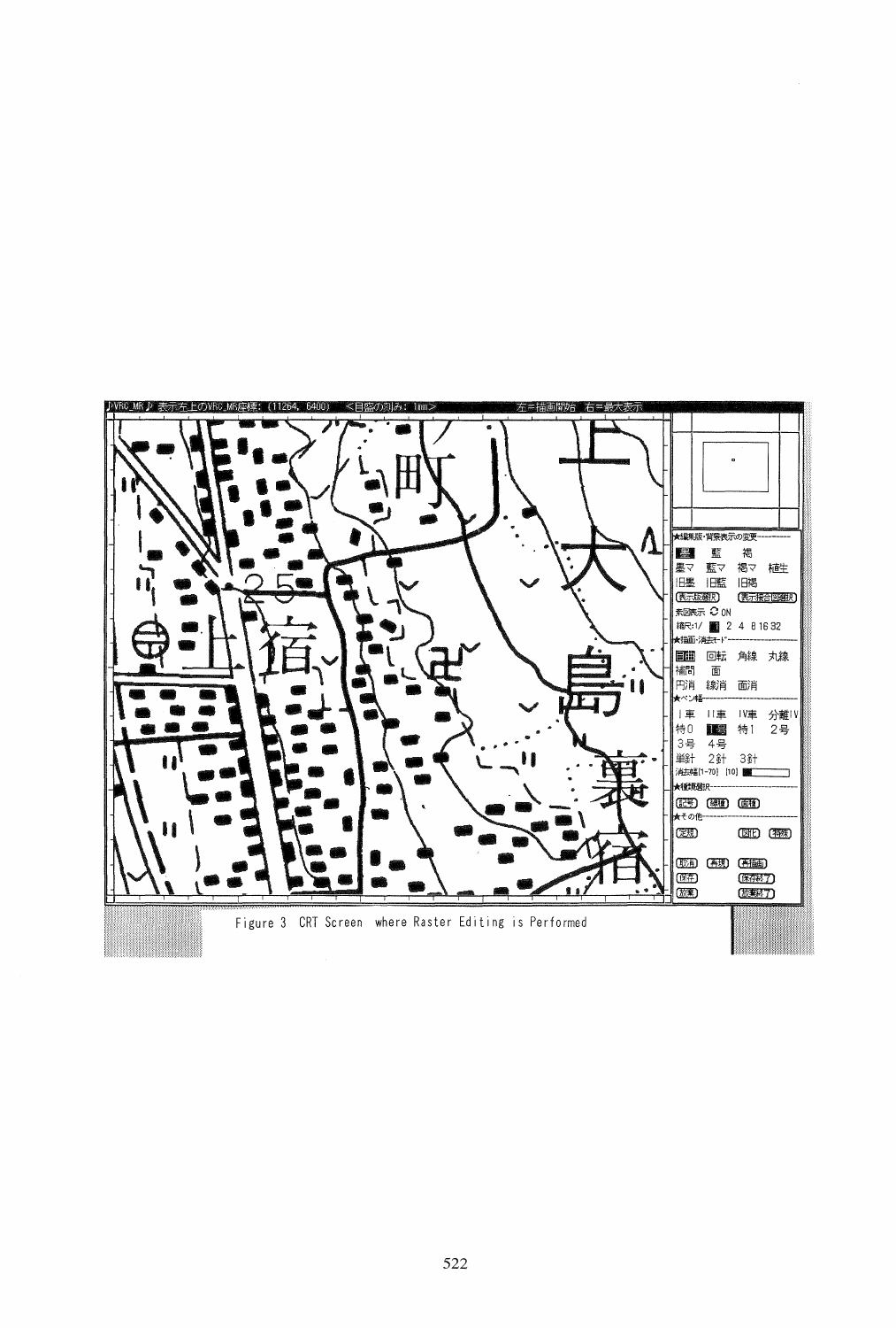Figure 3 CRT Screen where Raster Editing is Performed